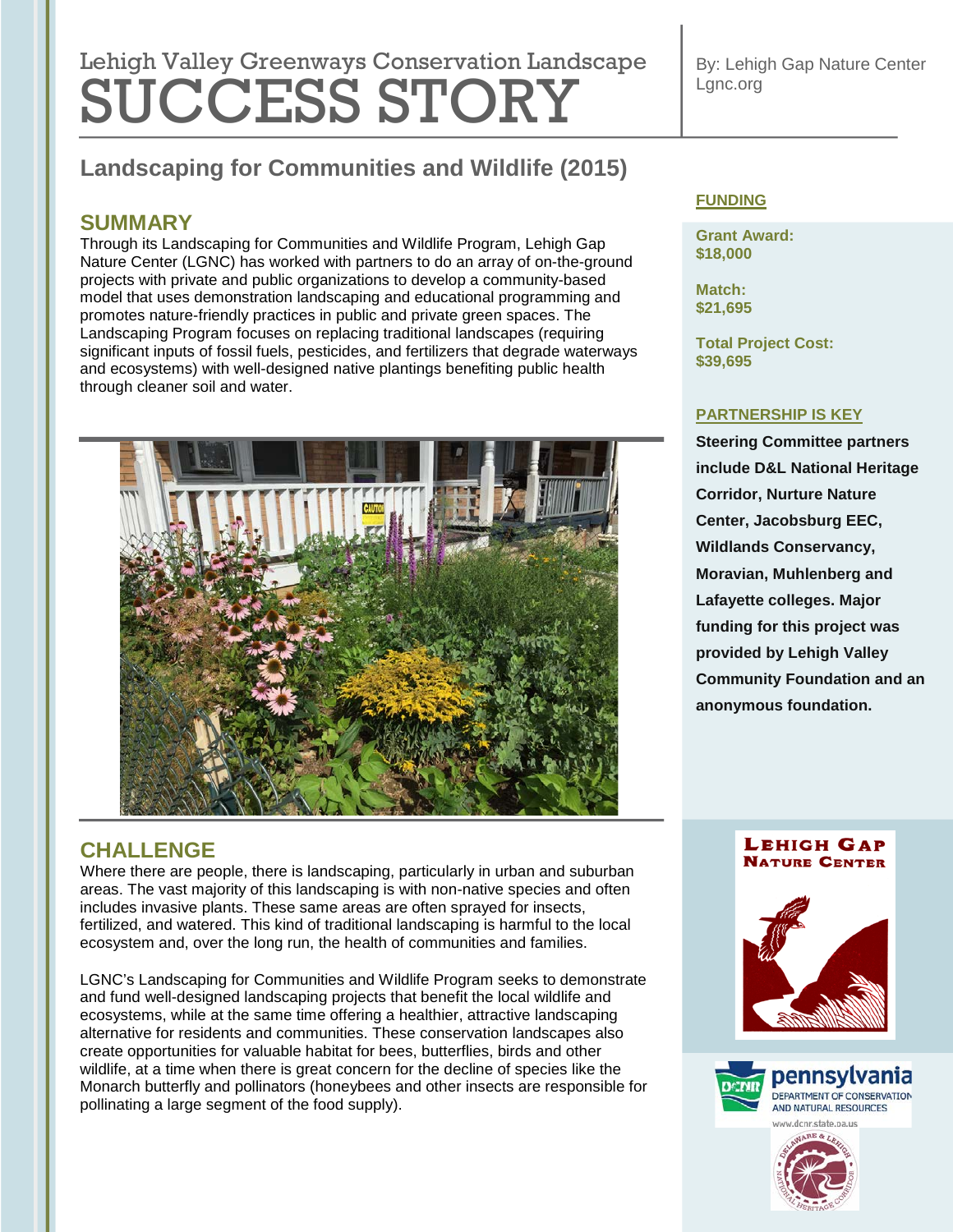Lehigh Valley Greenways Conservation Landscape

# SUCCESS STORY

By: Lehigh Gap Nature Center
Lgnc.org

## Landscaping for Communities and Wildlife (2015)

### SUMMARY

Through its Landscaping for Communities and Wildlife Program, Lehigh Gap Nature Center (LGNC) has worked with partners to do an array of on-the-ground projects with private and public organizations to develop a community-based model that uses demonstration landscaping and educational programming and promotes nature-friendly practices in public and private green spaces. The Landscaping Program focuses on replacing traditional landscapes (requiring significant inputs of fossil fuels, pesticides, and fertilizers that degrade waterways and ecosystems) with well-designed native plantings benefiting public health through cleaner soil and water.

### CHALLENGE

Where there are people, there is landscaping, particularly in urban and suburban areas. The vast majority of this landscaping is with non-native species and often includes invasive plants. These same areas are often sprayed for insects, fertilized, and watered. This kind of traditional landscaping is harmful to the local ecosystem and, over the long run, the health of communities and families.

LGNC's Landscaping for Communities and Wildlife Program seeks to demonstrate and fund well-designed landscaping projects that benefit the local wildlife and ecosystems, while at the same time offering a healthier, attractive landscaping alternative for residents and communities. These conservation landscapes also create opportunities for valuable habitat for bees, butterflies, birds and other wildlife, at a time when there is great concern for the decline of species like the Monarch butterfly and pollinators (honeybees and other insects are responsible for pollinating a large segment of the food supply).

### FUNDING

**Grant Award:**
**$18,000**

**Match:**
**$21,695**

**Total Project Cost:**
**$39,695**

### PARTNERSHIP IS KEY

**Steering Committee partners include D&L National Heritage Corridor, Nurture Nature Center, Jacobsburg EEC, Wildlands Conservancy, Moravian, Muhlenberg and Lafayette colleges. Major funding for this project was provided by Lehigh Valley Community Foundation and an anonymous foundation.**

LEHIGH GAP NATURE CENTER

pennsylvania DEPARTMENT OF CONSERVATION AND NATURAL RESOURCES
www.dcnr.state.pa.us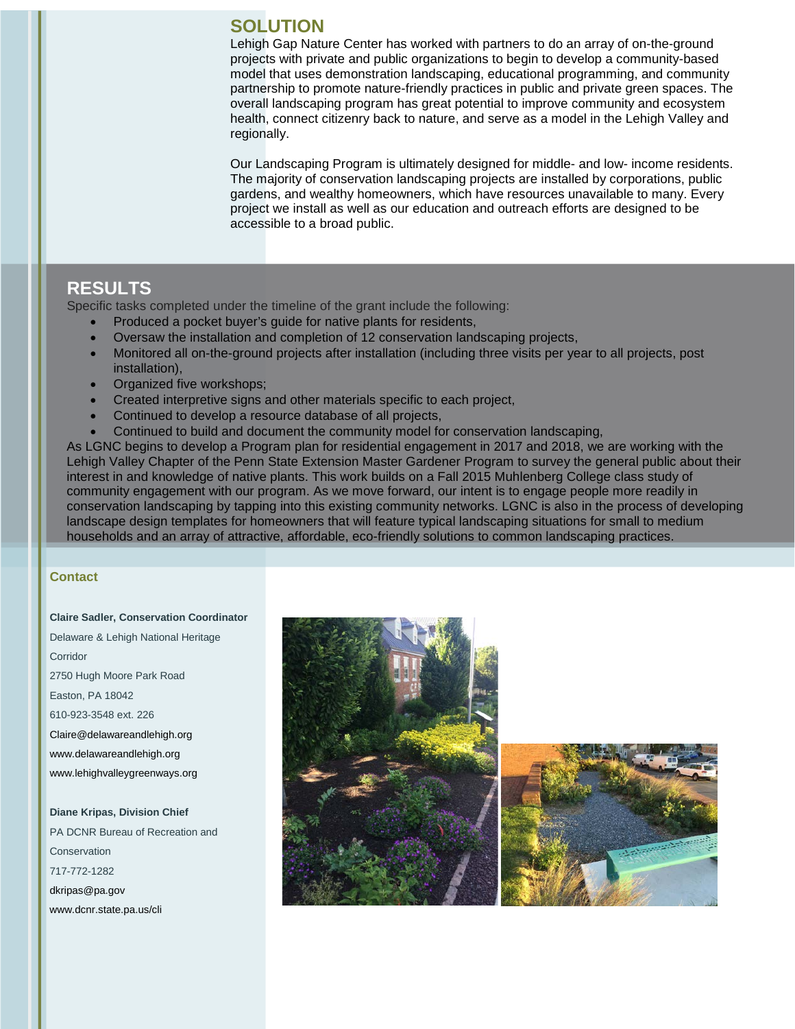## SOLUTION

Lehigh Gap Nature Center has worked with partners to do an array of on-the-ground projects with private and public organizations to begin to develop a community-based model that uses demonstration landscaping, educational programming, and community partnership to promote nature-friendly practices in public and private green spaces. The overall landscaping program has great potential to improve community and ecosystem health, connect citizenry back to nature, and serve as a model in the Lehigh Valley and regionally.

Our Landscaping Program is ultimately designed for middle- and low- income residents. The majority of conservation landscaping projects are installed by corporations, public gardens, and wealthy homeowners, which have resources unavailable to many. Every project we install as well as our education and outreach efforts are designed to be accessible to a broad public.

## RESULTS

Specific tasks completed under the timeline of the grant include the following:

- Produced a pocket buyer's guide for native plants for residents,
- Oversaw the installation and completion of 12 conservation landscaping projects,
- Monitored all on-the-ground projects after installation (including three visits per year to all projects, post installation),
- Organized five workshops;
- Created interpretive signs and other materials specific to each project,
- Continued to develop a resource database of all projects,
- Continued to build and document the community model for conservation landscaping,

As LGNC begins to develop a Program plan for residential engagement in 2017 and 2018, we are working with the Lehigh Valley Chapter of the Penn State Extension Master Gardener Program to survey the general public about their interest in and knowledge of native plants. This work builds on a Fall 2015 Muhlenberg College class study of community engagement with our program. As we move forward, our intent is to engage people more readily in conservation landscaping by tapping into this existing community networks. LGNC is also in the process of developing landscape design templates for homeowners that will feature typical landscaping situations for small to medium households and an array of attractive, affordable, eco-friendly solutions to common landscaping practices.

### Contact

**Claire Sadler, Conservation Coordinator**
Delaware & Lehigh National Heritage Corridor
2750 Hugh Moore Park Road
Easton, PA 18042
610-923-3548 ext. 226
Claire@delawareandlehigh.org
www.delawareandlehigh.org
www.lehighvalleygreenways.org

**Diane Kripas, Division Chief**
PA DCNR Bureau of Recreation and Conservation
717-772-1282
dkripas@pa.gov
www.dcnr.state.pa.us/cli